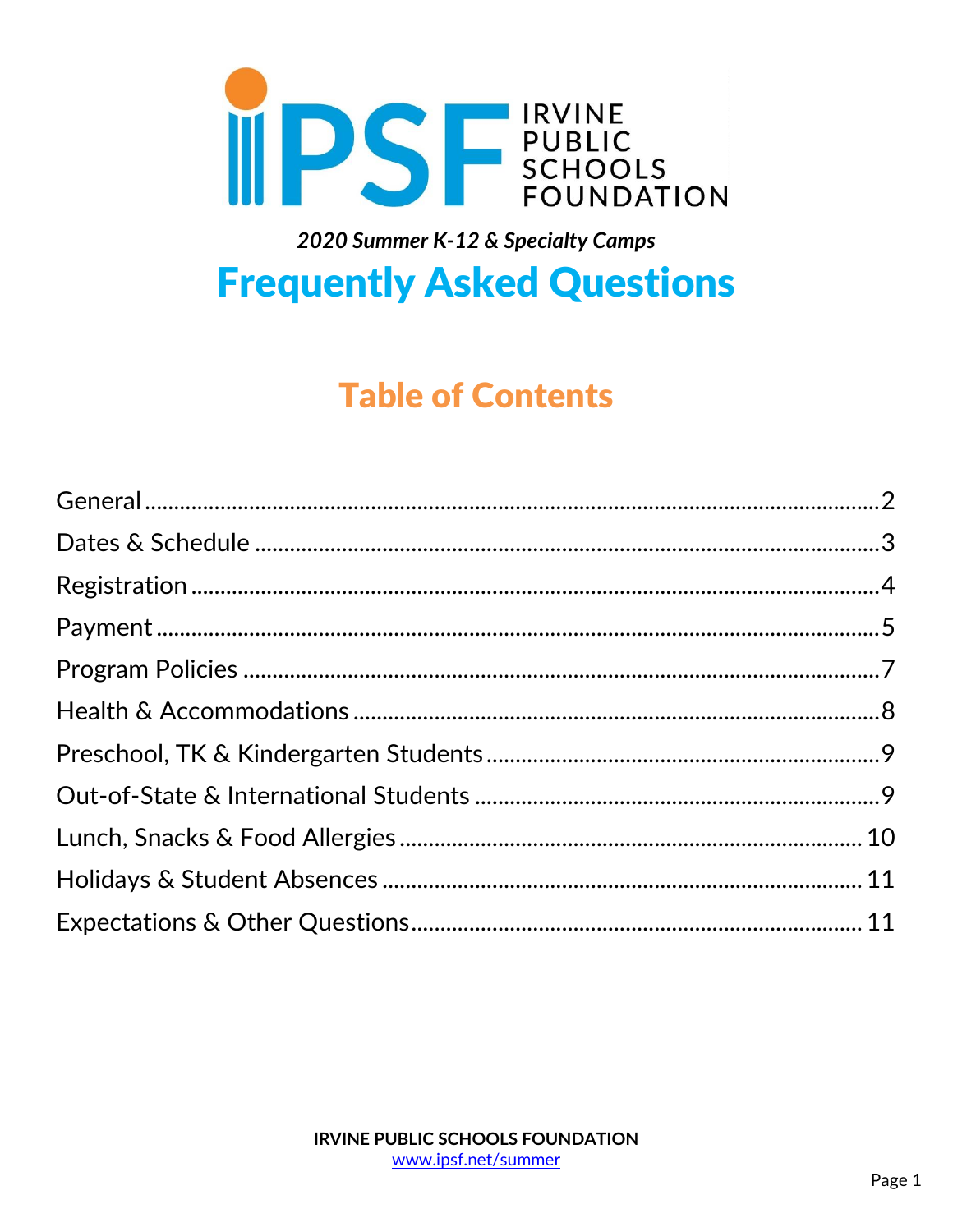IPSF IRVINE PUBLIC SCHOOLS FOUNDATION

*2020 Summer K-12 & Specialty Camps*

# Frequently Asked Questions

## Table of Contents

| Section | Page |
| --- | --- |
| General | 2 |
| Dates & Schedule | 3 |
| Registration | 4 |
| Payment | 5 |
| Program Policies | 7 |
| Health & Accommodations | 8 |
| Preschool, TK & Kindergarten Students | 9 |
| Out-of-State & International Students | 9 |
| Lunch, Snacks & Food Allergies | 10 |
| Holidays & Student Absences | 11 |
| Expectations & Other Questions | 11 |

**IRVINE PUBLIC SCHOOLS FOUNDATION**
www.ipsf.net/summer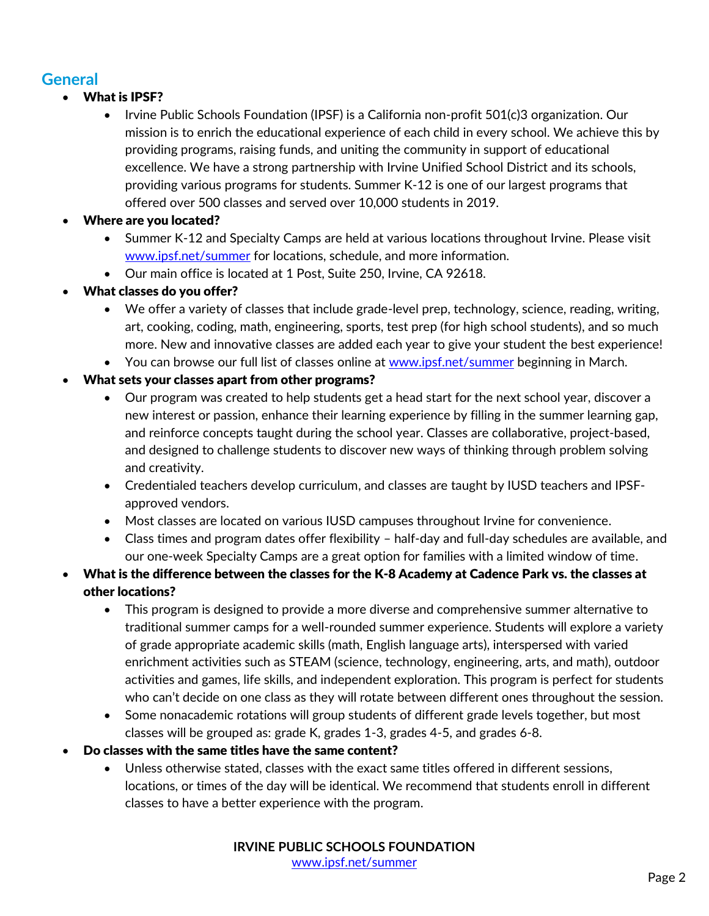## General

- **What is IPSF?**
  - Irvine Public Schools Foundation (IPSF) is a California non-profit 501(c)3 organization. Our mission is to enrich the educational experience of each child in every school. We achieve this by providing programs, raising funds, and uniting the community in support of educational excellence. We have a strong partnership with Irvine Unified School District and its schools, providing various programs for students. Summer K-12 is one of our largest programs that offered over 500 classes and served over 10,000 students in 2019.
- **Where are you located?**
  - Summer K-12 and Specialty Camps are held at various locations throughout Irvine. Please visit [www.ipsf.net/summer](http://www.ipsf.net/summer) for locations, schedule, and more information.
  - Our main office is located at 1 Post, Suite 250, Irvine, CA 92618.
- **What classes do you offer?**
  - We offer a variety of classes that include grade-level prep, technology, science, reading, writing, art, cooking, coding, math, engineering, sports, test prep (for high school students), and so much more. New and innovative classes are added each year to give your student the best experience!
  - You can browse our full list of classes online at [www.ipsf.net/summer](http://www.ipsf.net/summer) beginning in March.
- **What sets your classes apart from other programs?**
  - Our program was created to help students get a head start for the next school year, discover a new interest or passion, enhance their learning experience by filling in the summer learning gap, and reinforce concepts taught during the school year. Classes are collaborative, project-based, and designed to challenge students to discover new ways of thinking through problem solving and creativity.
  - Credentialed teachers develop curriculum, and classes are taught by IUSD teachers and IPSF-approved vendors.
  - Most classes are located on various IUSD campuses throughout Irvine for convenience.
  - Class times and program dates offer flexibility – half-day and full-day schedules are available, and our one-week Specialty Camps are a great option for families with a limited window of time.
- **What is the difference between the classes for the K-8 Academy at Cadence Park vs. the classes at other locations?**
  - This program is designed to provide a more diverse and comprehensive summer alternative to traditional summer camps for a well-rounded summer experience. Students will explore a variety of grade appropriate academic skills (math, English language arts), interspersed with varied enrichment activities such as STEAM (science, technology, engineering, arts, and math), outdoor activities and games, life skills, and independent exploration. This program is perfect for students who can't decide on one class as they will rotate between different ones throughout the session.
  - Some nonacademic rotations will group students of different grade levels together, but most classes will be grouped as: grade K, grades 1-3, grades 4-5, and grades 6-8.
- **Do classes with the same titles have the same content?**
  - Unless otherwise stated, classes with the exact same titles offered in different sessions, locations, or times of the day will be identical. We recommend that students enroll in different classes to have a better experience with the program.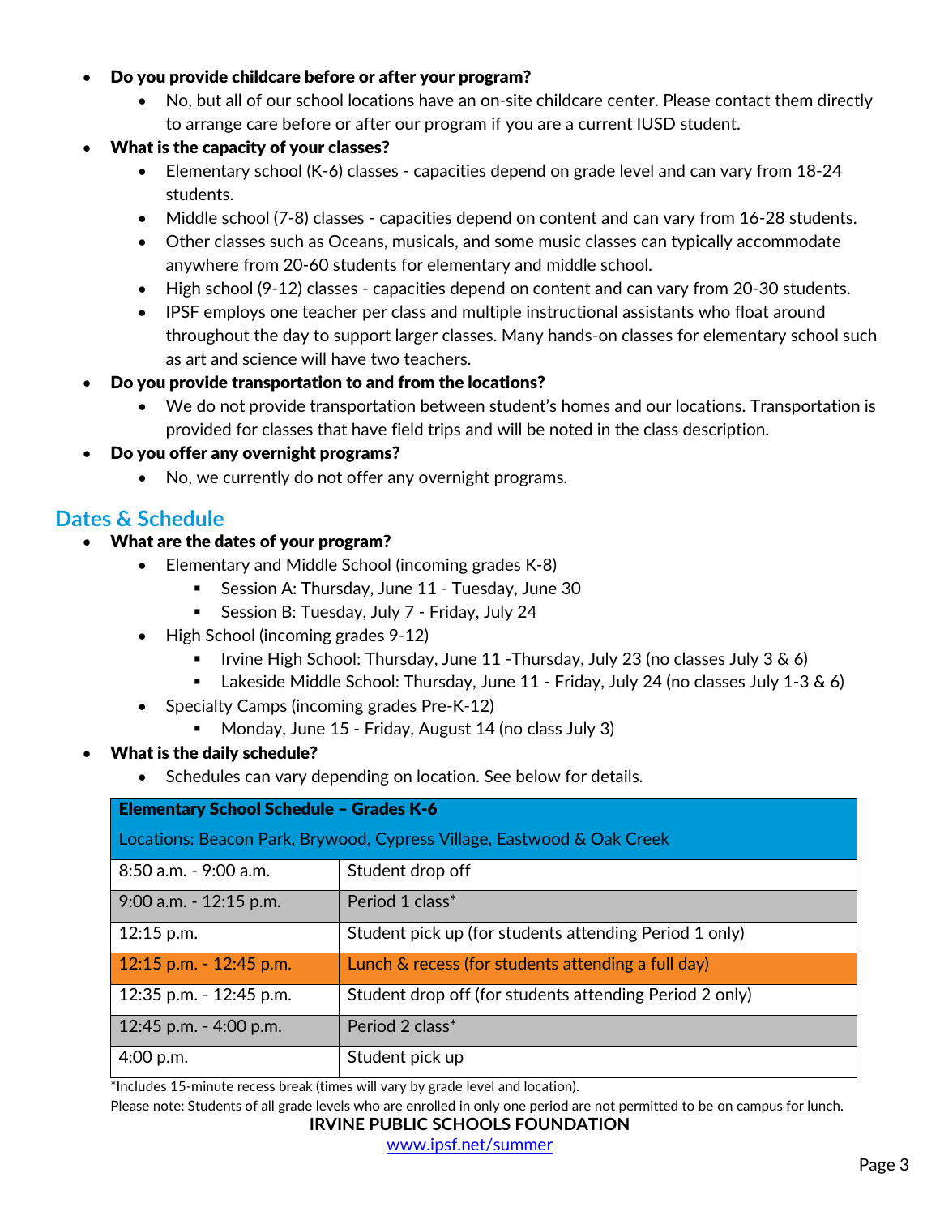- **Do you provide childcare before or after your program?**
  - No, but all of our school locations have an on-site childcare center. Please contact them directly to arrange care before or after our program if you are a current IUSD student.
- **What is the capacity of your classes?**
  - Elementary school (K-6) classes - capacities depend on grade level and can vary from 18-24 students.
  - Middle school (7-8) classes - capacities depend on content and can vary from 16-28 students.
  - Other classes such as Oceans, musicals, and some music classes can typically accommodate anywhere from 20-60 students for elementary and middle school.
  - High school (9-12) classes - capacities depend on content and can vary from 20-30 students.
  - IPSF employs one teacher per class and multiple instructional assistants who float around throughout the day to support larger classes. Many hands-on classes for elementary school such as art and science will have two teachers.
- **Do you provide transportation to and from the locations?**
  - We do not provide transportation between student's homes and our locations. Transportation is provided for classes that have field trips and will be noted in the class description.
- **Do you offer any overnight programs?**
  - No, we currently do not offer any overnight programs.

## Dates & Schedule

- **What are the dates of your program?**
  - Elementary and Middle School (incoming grades K-8)
    - Session A: Thursday, June 11 - Tuesday, June 30
    - Session B: Tuesday, July 7 - Friday, July 24
  - High School (incoming grades 9-12)
    - Irvine High School: Thursday, June 11 -Thursday, July 23 (no classes July 3 & 6)
    - Lakeside Middle School: Thursday, June 11 - Friday, July 24 (no classes July 1-3 & 6)
  - Specialty Camps (incoming grades Pre-K-12)
    - Monday, June 15 - Friday, August 14 (no class July 3)
- **What is the daily schedule?**
  - Schedules can vary depending on location. See below for details.

| **Elementary School Schedule – Grades K-6**<br>Locations: Beacon Park, Brywood, Cypress Village, Eastwood & Oak Creek | |
|---|---|
| 8:50 a.m. - 9:00 a.m. | Student drop off |
| 9:00 a.m. - 12:15 p.m. | Period 1 class* |
| 12:15 p.m. | Student pick up (for students attending Period 1 only) |
| 12:15 p.m. - 12:45 p.m. | Lunch & recess (for students attending a full day) |
| 12:35 p.m. - 12:45 p.m. | Student drop off (for students attending Period 2 only) |
| 12:45 p.m. - 4:00 p.m. | Period 2 class* |
| 4:00 p.m. | Student pick up |

*Includes 15-minute recess break (times will vary by grade level and location).

Please note: Students of all grade levels who are enrolled in only one period are not permitted to be on campus for lunch.

**IRVINE PUBLIC SCHOOLS FOUNDATION**

www.ipsf.net/summer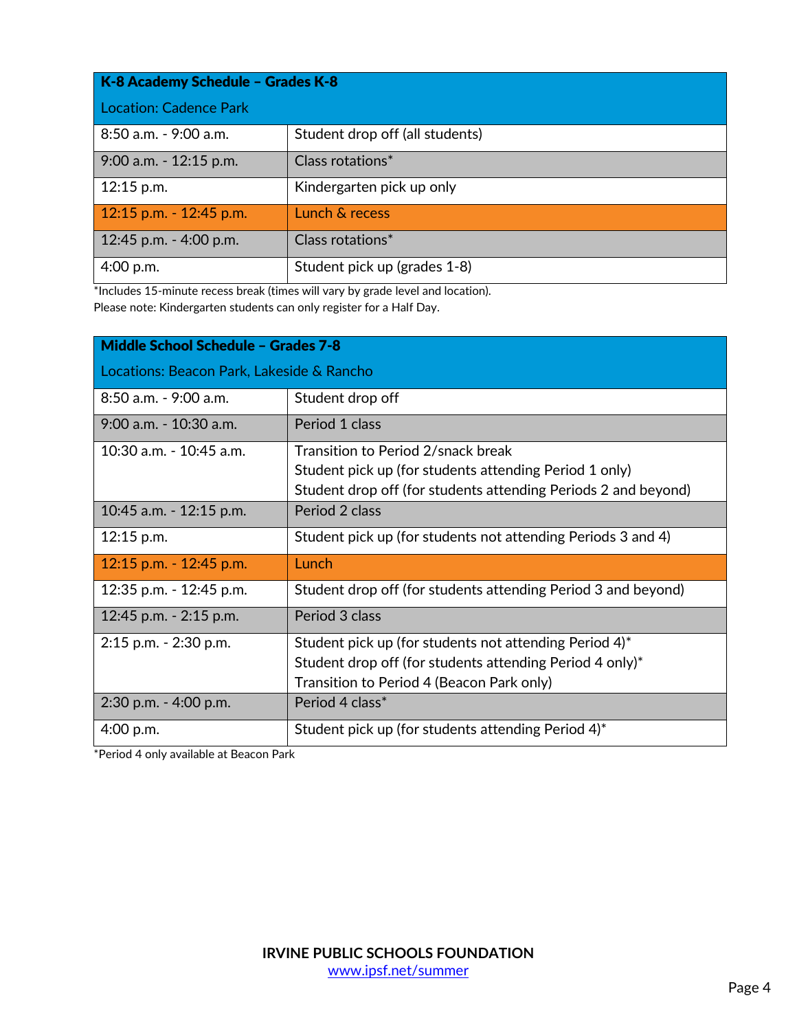| K-8 Academy Schedule – Grades K-8<br>Location: Cadence Park | |
|---|---|
| 8:50 a.m. - 9:00 a.m. | Student drop off (all students) |
| 9:00 a.m. - 12:15 p.m. | Class rotations* |
| 12:15 p.m. | Kindergarten pick up only |
| 12:15 p.m. - 12:45 p.m. | Lunch & recess |
| 12:45 p.m. - 4:00 p.m. | Class rotations* |
| 4:00 p.m. | Student pick up (grades 1-8) |

*Includes 15-minute recess break (times will vary by grade level and location).
Please note: Kindergarten students can only register for a Half Day.

| Middle School Schedule – Grades 7-8<br>Locations: Beacon Park, Lakeside & Rancho | |
|---|---|
| 8:50 a.m. - 9:00 a.m. | Student drop off |
| 9:00 a.m. - 10:30 a.m. | Period 1 class |
| 10:30 a.m. - 10:45 a.m. | Transition to Period 2/snack break<br>Student pick up (for students attending Period 1 only)<br>Student drop off (for students attending Periods 2 and beyond) |
| 10:45 a.m. - 12:15 p.m. | Period 2 class |
| 12:15 p.m. | Student pick up (for students not attending Periods 3 and 4) |
| 12:15 p.m. - 12:45 p.m. | Lunch |
| 12:35 p.m. - 12:45 p.m. | Student drop off (for students attending Period 3 and beyond) |
| 12:45 p.m. - 2:15 p.m. | Period 3 class |
| 2:15 p.m. - 2:30 p.m. | Student pick up (for students not attending Period 4)*<br>Student drop off (for students attending Period 4 only)*<br>Transition to Period 4 (Beacon Park only) |
| 2:30 p.m. - 4:00 p.m. | Period 4 class* |
| 4:00 p.m. | Student pick up (for students attending Period 4)* |

*Period 4 only available at Beacon Park

**IRVINE PUBLIC SCHOOLS FOUNDATION**
[www.ipsf.net/summer](www.ipsf.net/summer)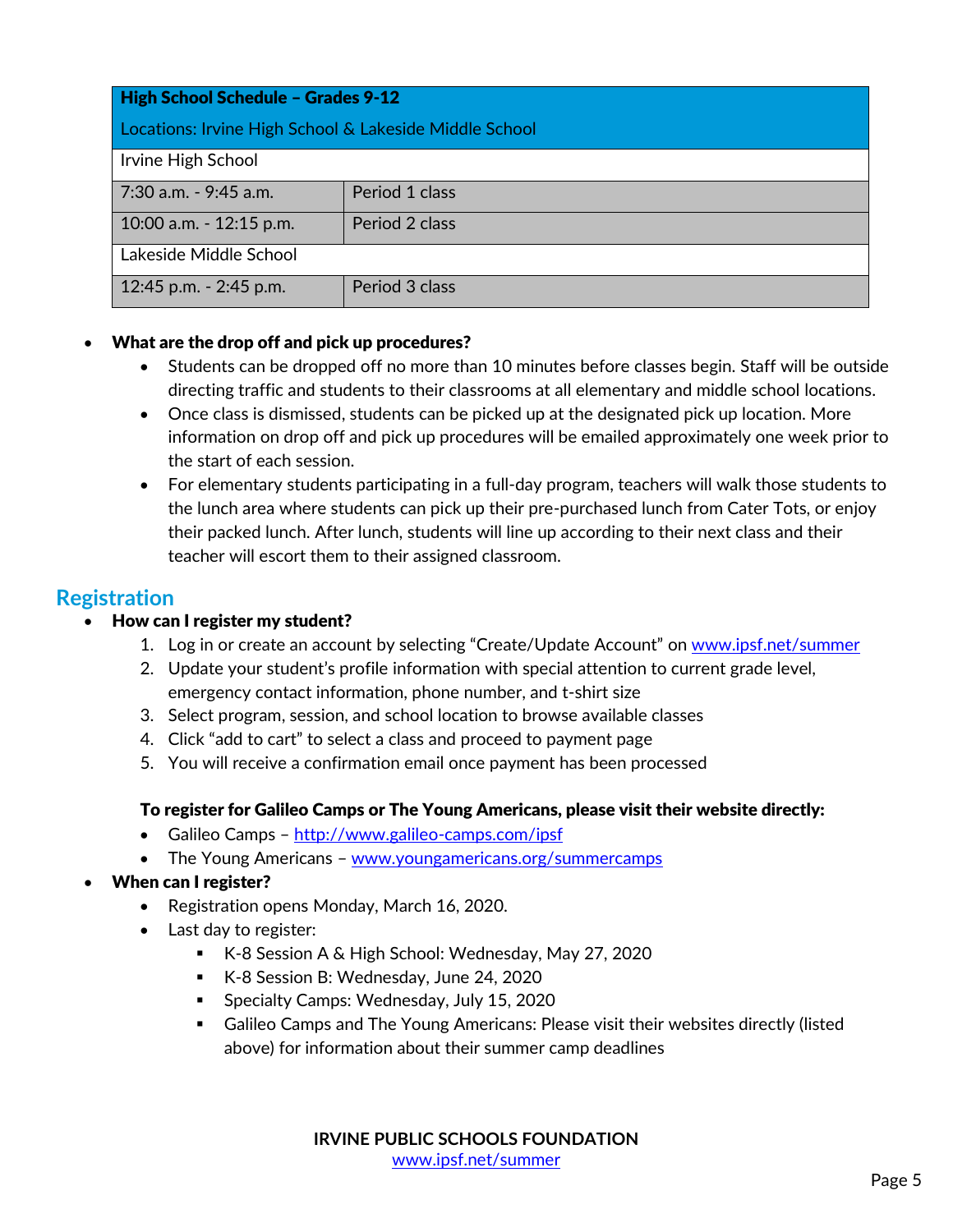| High School Schedule – Grades 9-12<br>Locations: Irvine High School & Lakeside Middle School | |
|---|---|
| Irvine High School | |
| 7:30 a.m. - 9:45 a.m. | Period 1 class |
| 10:00 a.m. - 12:15 p.m. | Period 2 class |
| Lakeside Middle School | |
| 12:45 p.m. - 2:45 p.m. | Period 3 class |

- **What are the drop off and pick up procedures?**
  - Students can be dropped off no more than 10 minutes before classes begin. Staff will be outside directing traffic and students to their classrooms at all elementary and middle school locations.
  - Once class is dismissed, students can be picked up at the designated pick up location. More information on drop off and pick up procedures will be emailed approximately one week prior to the start of each session.
  - For elementary students participating in a full-day program, teachers will walk those students to the lunch area where students can pick up their pre-purchased lunch from Cater Tots, or enjoy their packed lunch. After lunch, students will line up according to their next class and their teacher will escort them to their assigned classroom.

## Registration

- **How can I register my student?**
  1. Log in or create an account by selecting "Create/Update Account" on www.ipsf.net/summer
  2. Update your student's profile information with special attention to current grade level, emergency contact information, phone number, and t-shirt size
  3. Select program, session, and school location to browse available classes
  4. Click "add to cart" to select a class and proceed to payment page
  5. You will receive a confirmation email once payment has been processed

  **To register for Galileo Camps or The Young Americans, please visit their website directly:**
  - Galileo Camps – http://www.galileo-camps.com/ipsf
  - The Young Americans – www.youngamericans.org/summercamps
- **When can I register?**
  - Registration opens Monday, March 16, 2020.
  - Last day to register:
    - K-8 Session A & High School: Wednesday, May 27, 2020
    - K-8 Session B: Wednesday, June 24, 2020
    - Specialty Camps: Wednesday, July 15, 2020
    - Galileo Camps and The Young Americans: Please visit their websites directly (listed above) for information about their summer camp deadlines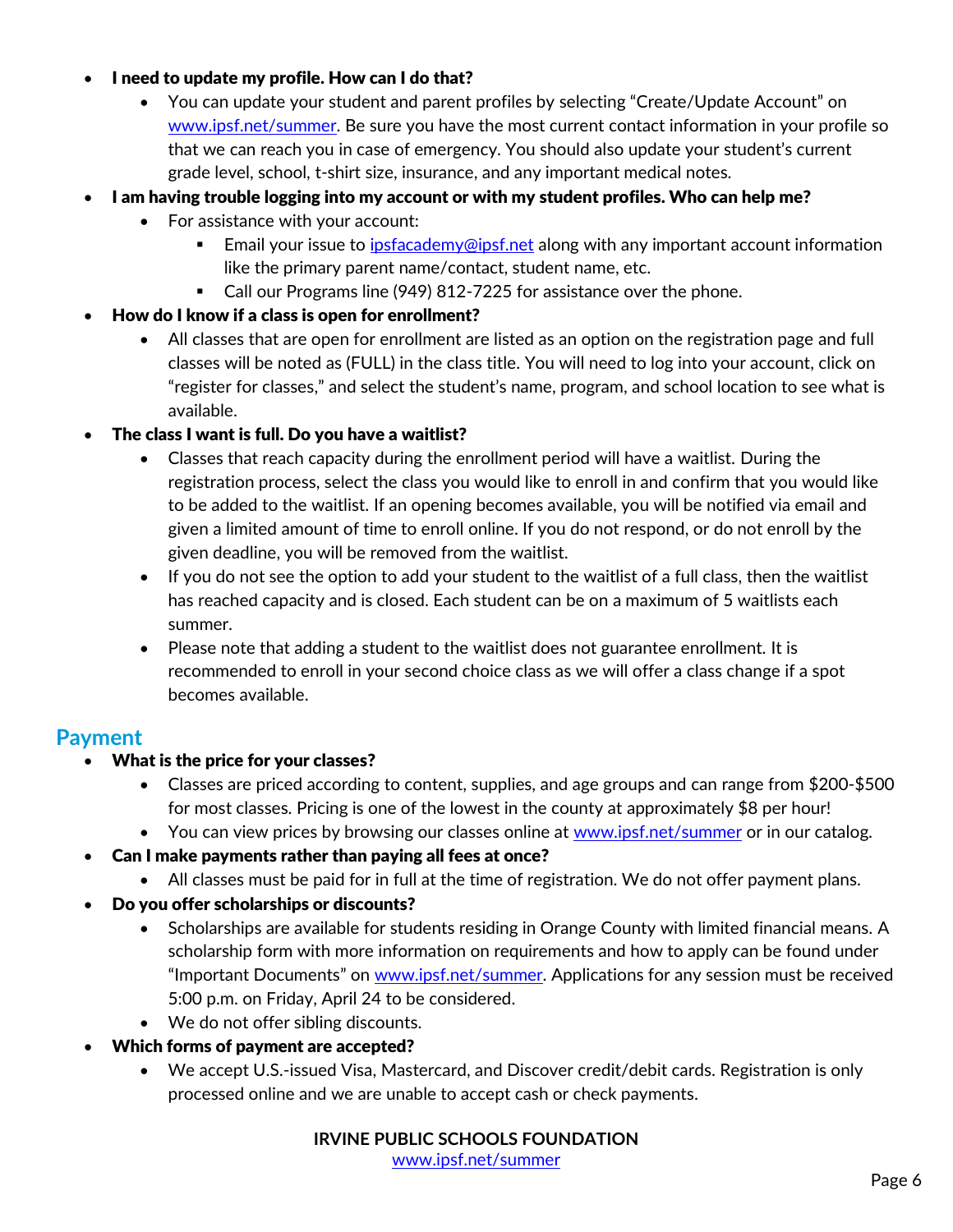- **I need to update my profile. How can I do that?**
  - You can update your student and parent profiles by selecting "Create/Update Account" on www.ipsf.net/summer. Be sure you have the most current contact information in your profile so that we can reach you in case of emergency. You should also update your student's current grade level, school, t-shirt size, insurance, and any important medical notes.
- **I am having trouble logging into my account or with my student profiles. Who can help me?**
  - For assistance with your account:
    - Email your issue to ipsfacademy@ipsf.net along with any important account information like the primary parent name/contact, student name, etc.
    - Call our Programs line (949) 812-7225 for assistance over the phone.
- **How do I know if a class is open for enrollment?**
  - All classes that are open for enrollment are listed as an option on the registration page and full classes will be noted as (FULL) in the class title. You will need to log into your account, click on "register for classes," and select the student's name, program, and school location to see what is available.
- **The class I want is full. Do you have a waitlist?**
  - Classes that reach capacity during the enrollment period will have a waitlist. During the registration process, select the class you would like to enroll in and confirm that you would like to be added to the waitlist. If an opening becomes available, you will be notified via email and given a limited amount of time to enroll online. If you do not respond, or do not enroll by the given deadline, you will be removed from the waitlist.
  - If you do not see the option to add your student to the waitlist of a full class, then the waitlist has reached capacity and is closed. Each student can be on a maximum of 5 waitlists each summer.
  - Please note that adding a student to the waitlist does not guarantee enrollment. It is recommended to enroll in your second choice class as we will offer a class change if a spot becomes available.

## Payment

- **What is the price for your classes?**
  - Classes are priced according to content, supplies, and age groups and can range from $200-$500 for most classes. Pricing is one of the lowest in the county at approximately $8 per hour!
  - You can view prices by browsing our classes online at www.ipsf.net/summer or in our catalog.
- **Can I make payments rather than paying all fees at once?**
  - All classes must be paid for in full at the time of registration. We do not offer payment plans.
- **Do you offer scholarships or discounts?**
  - Scholarships are available for students residing in Orange County with limited financial means. A scholarship form with more information on requirements and how to apply can be found under "Important Documents" on www.ipsf.net/summer. Applications for any session must be received 5:00 p.m. on Friday, April 24 to be considered.
  - We do not offer sibling discounts.
- **Which forms of payment are accepted?**
  - We accept U.S.-issued Visa, Mastercard, and Discover credit/debit cards. Registration is only processed online and we are unable to accept cash or check payments.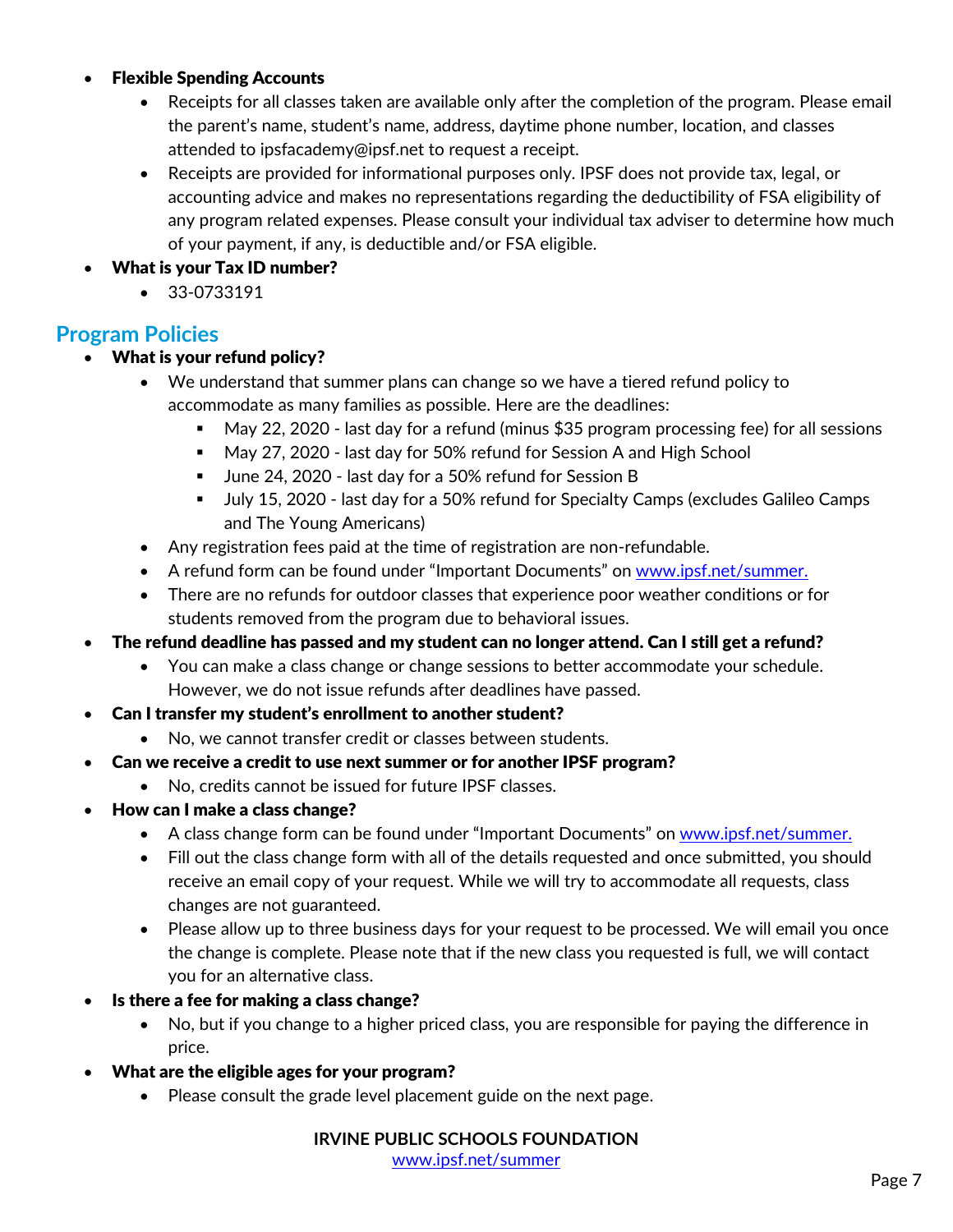- **Flexible Spending Accounts**
  - Receipts for all classes taken are available only after the completion of the program. Please email the parent's name, student's name, address, daytime phone number, location, and classes attended to ipsfacademy@ipsf.net to request a receipt.
  - Receipts are provided for informational purposes only. IPSF does not provide tax, legal, or accounting advice and makes no representations regarding the deductibility of FSA eligibility of any program related expenses. Please consult your individual tax adviser to determine how much of your payment, if any, is deductible and/or FSA eligible.
- **What is your Tax ID number?**
  - 33-0733191

## Program Policies

- **What is your refund policy?**
  - We understand that summer plans can change so we have a tiered refund policy to accommodate as many families as possible. Here are the deadlines:
    - May 22, 2020 - last day for a refund (minus $35 program processing fee) for all sessions
    - May 27, 2020 - last day for 50% refund for Session A and High School
    - June 24, 2020 - last day for a 50% refund for Session B
    - July 15, 2020 - last day for a 50% refund for Specialty Camps (excludes Galileo Camps and The Young Americans)
  - Any registration fees paid at the time of registration are non-refundable.
  - A refund form can be found under "Important Documents" on [www.ipsf.net/summer.](www.ipsf.net/summer)
  - There are no refunds for outdoor classes that experience poor weather conditions or for students removed from the program due to behavioral issues.
- **The refund deadline has passed and my student can no longer attend. Can I still get a refund?**
  - You can make a class change or change sessions to better accommodate your schedule. However, we do not issue refunds after deadlines have passed.
- **Can I transfer my student's enrollment to another student?**
  - No, we cannot transfer credit or classes between students.
- **Can we receive a credit to use next summer or for another IPSF program?**
  - No, credits cannot be issued for future IPSF classes.
- **How can I make a class change?**
  - A class change form can be found under "Important Documents" on [www.ipsf.net/summer.](www.ipsf.net/summer)
  - Fill out the class change form with all of the details requested and once submitted, you should receive an email copy of your request. While we will try to accommodate all requests, class changes are not guaranteed.
  - Please allow up to three business days for your request to be processed. We will email you once the change is complete. Please note that if the new class you requested is full, we will contact you for an alternative class.
- **Is there a fee for making a class change?**
  - No, but if you change to a higher priced class, you are responsible for paying the difference in price.
- **What are the eligible ages for your program?**
  - Please consult the grade level placement guide on the next page.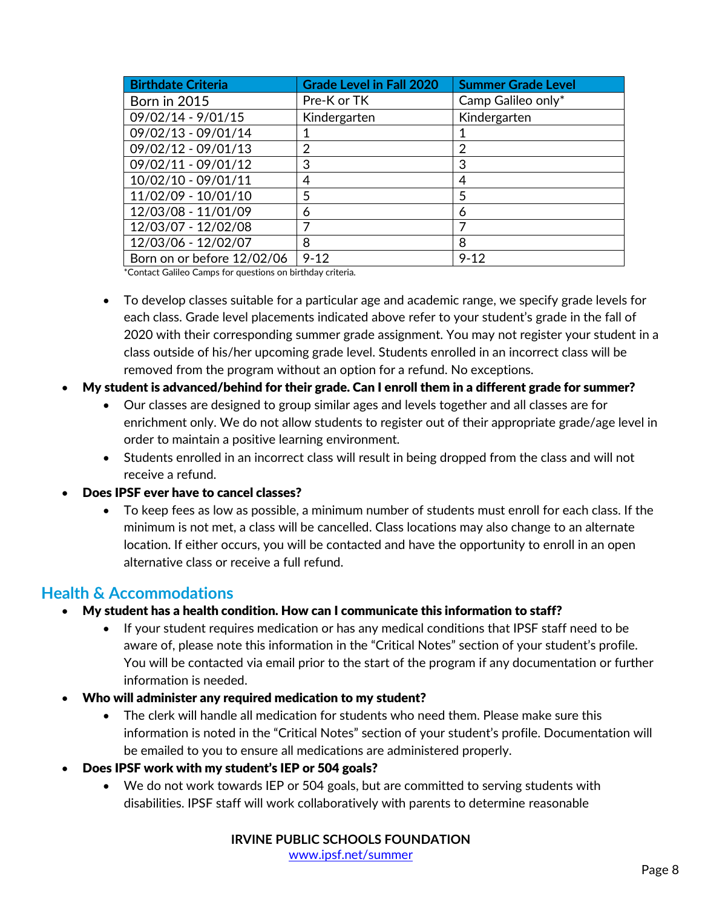| Birthdate Criteria | Grade Level in Fall 2020 | Summer Grade Level |
|---|---|---|
| Born in 2015 | Pre-K or TK | Camp Galileo only* |
| 09/02/14 - 9/01/15 | Kindergarten | Kindergarten |
| 09/02/13 - 09/01/14 | 1 | 1 |
| 09/02/12 - 09/01/13 | 2 | 2 |
| 09/02/11 - 09/01/12 | 3 | 3 |
| 10/02/10 - 09/01/11 | 4 | 4 |
| 11/02/09 - 10/01/10 | 5 | 5 |
| 12/03/08 - 11/01/09 | 6 | 6 |
| 12/03/07 - 12/02/08 | 7 | 7 |
| 12/03/06 - 12/02/07 | 8 | 8 |
| Born on or before 12/02/06 | 9-12 | 9-12 |

*Contact Galileo Camps for questions on birthday criteria.

- To develop classes suitable for a particular age and academic range, we specify grade levels for each class. Grade level placements indicated above refer to your student's grade in the fall of 2020 with their corresponding summer grade assignment. You may not register your student in a class outside of his/her upcoming grade level. Students enrolled in an incorrect class will be removed from the program without an option for a refund. No exceptions.

- **My student is advanced/behind for their grade. Can I enroll them in a different grade for summer?**
  - Our classes are designed to group similar ages and levels together and all classes are for enrichment only. We do not allow students to register out of their appropriate grade/age level in order to maintain a positive learning environment.
  - Students enrolled in an incorrect class will result in being dropped from the class and will not receive a refund.
- **Does IPSF ever have to cancel classes?**
  - To keep fees as low as possible, a minimum number of students must enroll for each class. If the minimum is not met, a class will be cancelled. Class locations may also change to an alternate location. If either occurs, you will be contacted and have the opportunity to enroll in an open alternative class or receive a full refund.

## Health & Accommodations

- **My student has a health condition. How can I communicate this information to staff?**
  - If your student requires medication or has any medical conditions that IPSF staff need to be aware of, please note this information in the "Critical Notes" section of your student's profile. You will be contacted via email prior to the start of the program if any documentation or further information is needed.
- **Who will administer any required medication to my student?**
  - The clerk will handle all medication for students who need them. Please make sure this information is noted in the "Critical Notes" section of your student's profile. Documentation will be emailed to you to ensure all medications are administered properly.
- **Does IPSF work with my student's IEP or 504 goals?**
  - We do not work towards IEP or 504 goals, but are committed to serving students with disabilities. IPSF staff will work collaboratively with parents to determine reasonable

**IRVINE PUBLIC SCHOOLS FOUNDATION**
www.ipsf.net/summer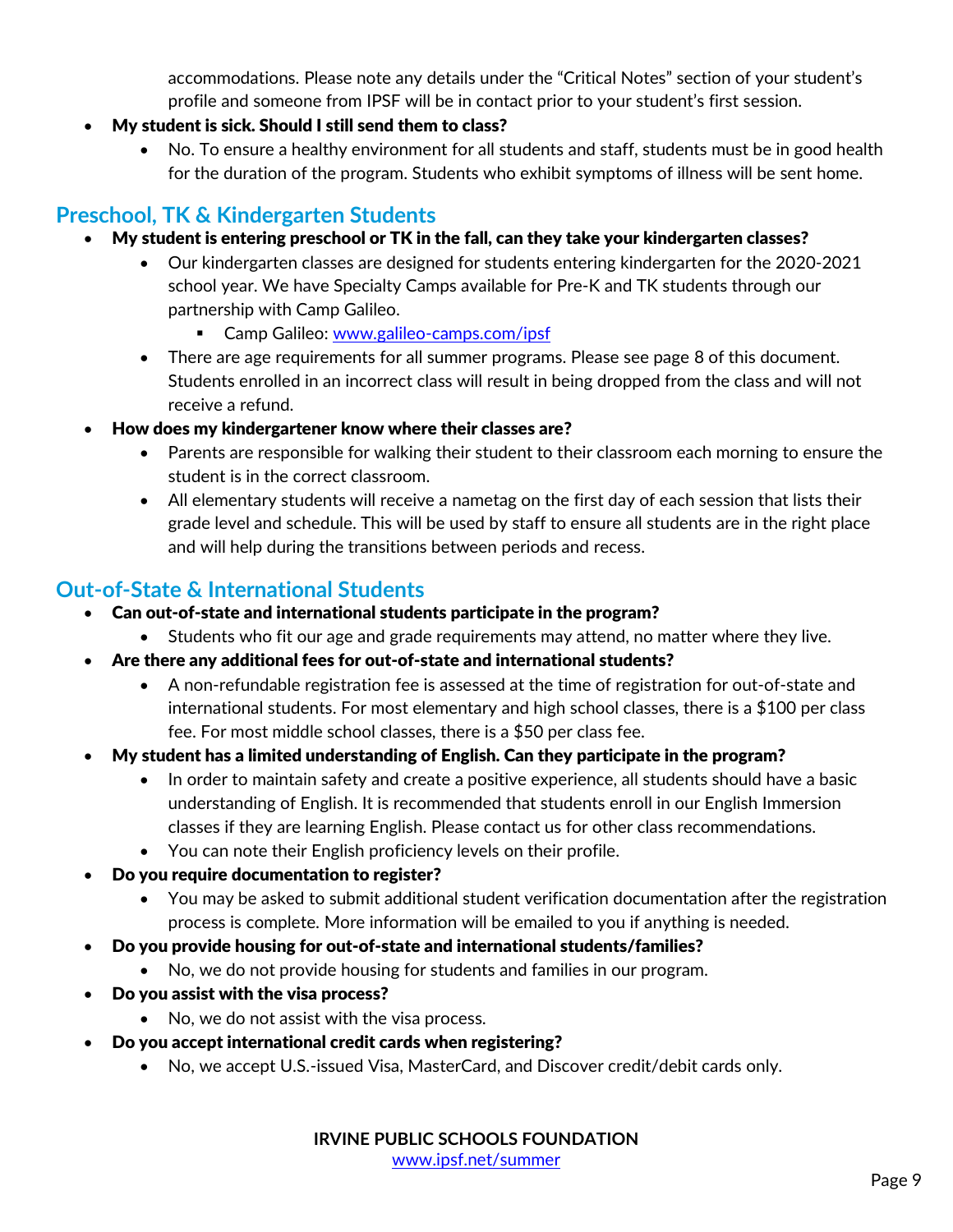accommodations. Please note any details under the "Critical Notes" section of your student's profile and someone from IPSF will be in contact prior to your student's first session.

- **My student is sick. Should I still send them to class?**
  - No. To ensure a healthy environment for all students and staff, students must be in good health for the duration of the program. Students who exhibit symptoms of illness will be sent home.

## Preschool, TK & Kindergarten Students

- **My student is entering preschool or TK in the fall, can they take your kindergarten classes?**
  - Our kindergarten classes are designed for students entering kindergarten for the 2020-2021 school year. We have Specialty Camps available for Pre-K and TK students through our partnership with Camp Galileo.
    - Camp Galileo: [www.galileo-camps.com/ipsf](www.galileo-camps.com/ipsf)
  - There are age requirements for all summer programs. Please see page 8 of this document. Students enrolled in an incorrect class will result in being dropped from the class and will not receive a refund.
- **How does my kindergartener know where their classes are?**
  - Parents are responsible for walking their student to their classroom each morning to ensure the student is in the correct classroom.
  - All elementary students will receive a nametag on the first day of each session that lists their grade level and schedule. This will be used by staff to ensure all students are in the right place and will help during the transitions between periods and recess.

## Out-of-State & International Students

- **Can out-of-state and international students participate in the program?**
  - Students who fit our age and grade requirements may attend, no matter where they live.
- **Are there any additional fees for out-of-state and international students?**
  - A non-refundable registration fee is assessed at the time of registration for out-of-state and international students. For most elementary and high school classes, there is a $100 per class fee. For most middle school classes, there is a $50 per class fee.
- **My student has a limited understanding of English. Can they participate in the program?**
  - In order to maintain safety and create a positive experience, all students should have a basic understanding of English. It is recommended that students enroll in our English Immersion classes if they are learning English. Please contact us for other class recommendations.
  - You can note their English proficiency levels on their profile.
- **Do you require documentation to register?**
  - You may be asked to submit additional student verification documentation after the registration process is complete. More information will be emailed to you if anything is needed.
- **Do you provide housing for out-of-state and international students/families?**
  - No, we do not provide housing for students and families in our program.
- **Do you assist with the visa process?**
  - No, we do not assist with the visa process.
- **Do you accept international credit cards when registering?**
  - No, we accept U.S.-issued Visa, MasterCard, and Discover credit/debit cards only.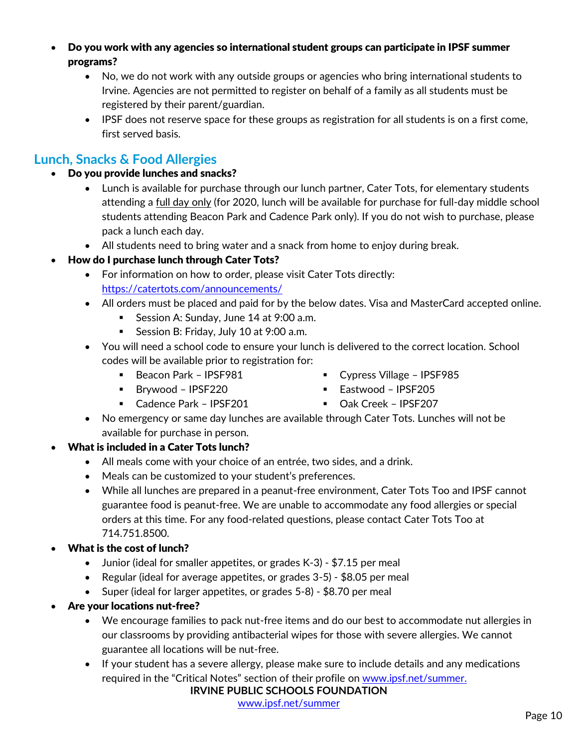- **Do you work with any agencies so international student groups can participate in IPSF summer programs?**
    - No, we do not work with any outside groups or agencies who bring international students to Irvine. Agencies are not permitted to register on behalf of a family as all students must be registered by their parent/guardian.
    - IPSF does not reserve space for these groups as registration for all students is on a first come, first served basis.

## Lunch, Snacks & Food Allergies

- **Do you provide lunches and snacks?**
    - Lunch is available for purchase through our lunch partner, Cater Tots, for elementary students attending a <u>full day only</u> (for 2020, lunch will be available for purchase for full-day middle school students attending Beacon Park and Cadence Park only). If you do not wish to purchase, please pack a lunch each day.
    - All students need to bring water and a snack from home to enjoy during break.
- **How do I purchase lunch through Cater Tots?**
    - For information on how to order, please visit Cater Tots directly: [https://catertots.com/announcements/](https://catertots.com/announcements/)
    - All orders must be placed and paid for by the below dates. Visa and MasterCard accepted online.
        - Session A: Sunday, June 14 at 9:00 a.m.
        - Session B: Friday, July 10 at 9:00 a.m.
    - You will need a school code to ensure your lunch is delivered to the correct location. School codes will be available prior to registration for:
        - Beacon Park – IPSF981
        - Brywood – IPSF220
        - Cadence Park – IPSF201
        - Cypress Village – IPSF985
        - Eastwood – IPSF205
        - Oak Creek – IPSF207
    - No emergency or same day lunches are available through Cater Tots. Lunches will not be available for purchase in person.
- **What is included in a Cater Tots lunch?**
    - All meals come with your choice of an entrée, two sides, and a drink.
    - Meals can be customized to your student's preferences.
    - While all lunches are prepared in a peanut-free environment, Cater Tots Too and IPSF cannot guarantee food is peanut-free. We are unable to accommodate any food allergies or special orders at this time. For any food-related questions, please contact Cater Tots Too at 714.751.8500.
- **What is the cost of lunch?**
    - Junior (ideal for smaller appetites, or grades K-3) - $7.15 per meal
    - Regular (ideal for average appetites, or grades 3-5) - $8.05 per meal
    - Super (ideal for larger appetites, or grades 5-8) - $8.70 per meal
- **Are your locations nut-free?**
    - We encourage families to pack nut-free items and do our best to accommodate nut allergies in our classrooms by providing antibacterial wipes for those with severe allergies. We cannot guarantee all locations will be nut-free.
    - If your student has a severe allergy, please make sure to include details and any medications required in the "Critical Notes" section of their profile on [www.ipsf.net/summer.](http://www.ipsf.net/summer)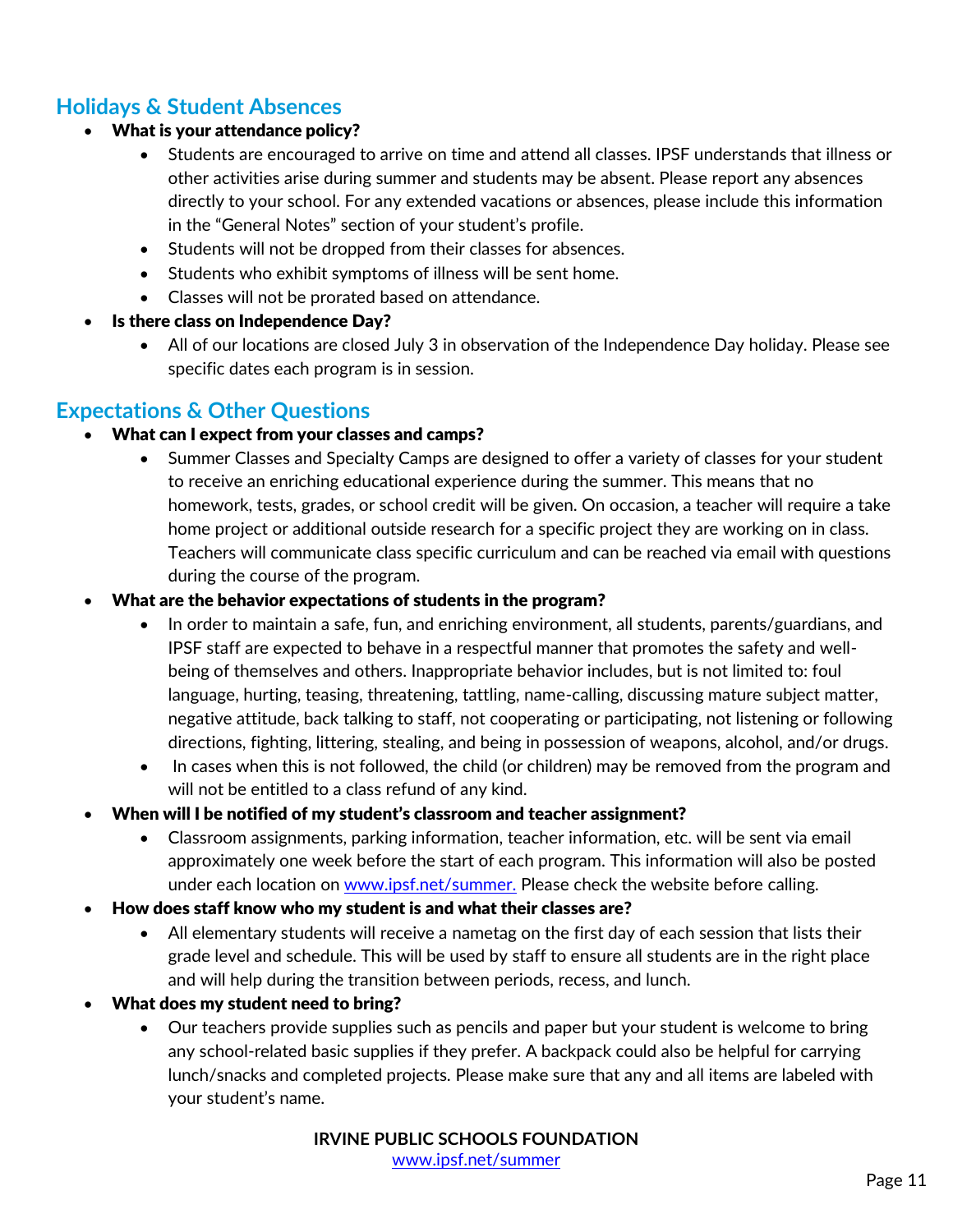## Holidays & Student Absences

- **What is your attendance policy?**
  - Students are encouraged to arrive on time and attend all classes. IPSF understands that illness or other activities arise during summer and students may be absent. Please report any absences directly to your school. For any extended vacations or absences, please include this information in the "General Notes" section of your student's profile.
  - Students will not be dropped from their classes for absences.
  - Students who exhibit symptoms of illness will be sent home.
  - Classes will not be prorated based on attendance.
- **Is there class on Independence Day?**
  - All of our locations are closed July 3 in observation of the Independence Day holiday. Please see specific dates each program is in session.

## Expectations & Other Questions

- **What can I expect from your classes and camps?**
  - Summer Classes and Specialty Camps are designed to offer a variety of classes for your student to receive an enriching educational experience during the summer. This means that no homework, tests, grades, or school credit will be given. On occasion, a teacher will require a take home project or additional outside research for a specific project they are working on in class. Teachers will communicate class specific curriculum and can be reached via email with questions during the course of the program.
- **What are the behavior expectations of students in the program?**
  - In order to maintain a safe, fun, and enriching environment, all students, parents/guardians, and IPSF staff are expected to behave in a respectful manner that promotes the safety and well-being of themselves and others. Inappropriate behavior includes, but is not limited to: foul language, hurting, teasing, threatening, tattling, name-calling, discussing mature subject matter, negative attitude, back talking to staff, not cooperating or participating, not listening or following directions, fighting, littering, stealing, and being in possession of weapons, alcohol, and/or drugs.
  - In cases when this is not followed, the child (or children) may be removed from the program and will not be entitled to a class refund of any kind.
- **When will I be notified of my student's classroom and teacher assignment?**
  - Classroom assignments, parking information, teacher information, etc. will be sent via email approximately one week before the start of each program. This information will also be posted under each location on [www.ipsf.net/summer.](http://www.ipsf.net/summer) Please check the website before calling.
- **How does staff know who my student is and what their classes are?**
  - All elementary students will receive a nametag on the first day of each session that lists their grade level and schedule. This will be used by staff to ensure all students are in the right place and will help during the transition between periods, recess, and lunch.
- **What does my student need to bring?**
  - Our teachers provide supplies such as pencils and paper but your student is welcome to bring any school-related basic supplies if they prefer. A backpack could also be helpful for carrying lunch/snacks and completed projects. Please make sure that any and all items are labeled with your student's name.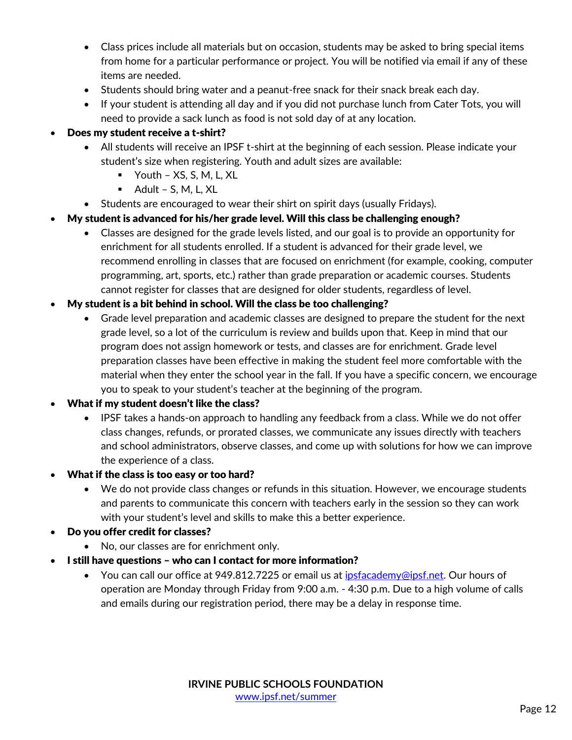- Class prices include all materials but on occasion, students may be asked to bring special items from home for a particular performance or project. You will be notified via email if any of these items are needed.
- Students should bring water and a peanut-free snack for their snack break each day.
- If your student is attending all day and if you did not purchase lunch from Cater Tots, you will need to provide a sack lunch as food is not sold day of at any location.

- **Does my student receive a t-shirt?**
    - All students will receive an IPSF t-shirt at the beginning of each session. Please indicate your student's size when registering. Youth and adult sizes are available:
        - Youth – XS, S, M, L, XL
        - Adult – S, M, L, XL
    - Students are encouraged to wear their shirt on spirit days (usually Fridays).
- **My student is advanced for his/her grade level. Will this class be challenging enough?**
    - Classes are designed for the grade levels listed, and our goal is to provide an opportunity for enrichment for all students enrolled. If a student is advanced for their grade level, we recommend enrolling in classes that are focused on enrichment (for example, cooking, computer programming, art, sports, etc.) rather than grade preparation or academic courses. Students cannot register for classes that are designed for older students, regardless of level.
- **My student is a bit behind in school. Will the class be too challenging?**
    - Grade level preparation and academic classes are designed to prepare the student for the next grade level, so a lot of the curriculum is review and builds upon that. Keep in mind that our program does not assign homework or tests, and classes are for enrichment. Grade level preparation classes have been effective in making the student feel more comfortable with the material when they enter the school year in the fall. If you have a specific concern, we encourage you to speak to your student's teacher at the beginning of the program.
- **What if my student doesn't like the class?**
    - IPSF takes a hands-on approach to handling any feedback from a class. While we do not offer class changes, refunds, or prorated classes, we communicate any issues directly with teachers and school administrators, observe classes, and come up with solutions for how we can improve the experience of a class.
- **What if the class is too easy or too hard?**
    - We do not provide class changes or refunds in this situation. However, we encourage students and parents to communicate this concern with teachers early in the session so they can work with your student's level and skills to make this a better experience.
- **Do you offer credit for classes?**
    - No, our classes are for enrichment only.
- **I still have questions – who can I contact for more information?**
    - You can call our office at 949.812.7225 or email us at ipsfacademy@ipsf.net. Our hours of operation are Monday through Friday from 9:00 a.m. - 4:30 p.m. Due to a high volume of calls and emails during our registration period, there may be a delay in response time.